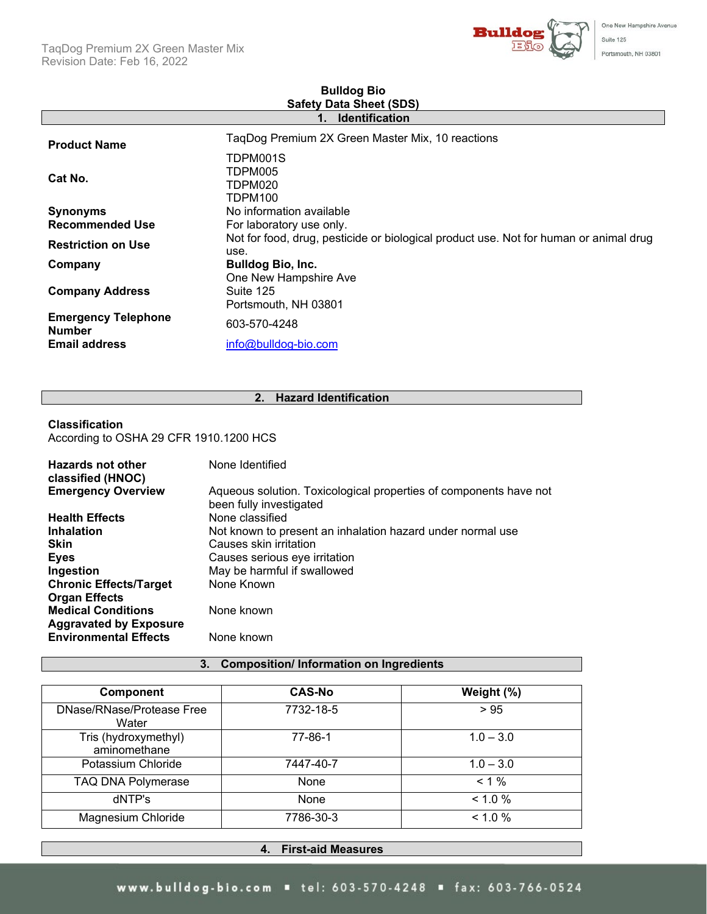# Bulldog Bio
## Safety Data Sheet (SDS)

## 1. Identification

**Product Name** TaqDog Premium 2X Green Master Mix, 10 reactions

**Cat No.** TDPM001S
TDPM005
TDPM020
TDPM100

**Synonyms** No information available

**Recommended Use** For laboratory use only.

**Restriction on Use** Not for food, drug, pesticide or biological product use. Not for human or animal drug use.

**Company** **Bulldog Bio, Inc.**

**Company Address** One New Hampshire Ave
Suite 125
Portsmouth, NH 03801

**Emergency Telephone Number** 603-570-4248

**Email address** info@bulldog-bio.com

## 2. Hazard Identification

**Classification**
According to OSHA 29 CFR 1910.1200 HCS

**Hazards not other classified (HNOC)** None Identified

**Emergency Overview** Aqueous solution. Toxicological properties of components have not been fully investigated

**Health Effects** None classified

**Inhalation** Not known to present an inhalation hazard under normal use

**Skin** Causes skin irritation

**Eyes** Causes serious eye irritation

**Ingestion** May be harmful if swallowed

**Chronic Effects/Target Organ Effects** None Known

**Medical Conditions Aggravated by Exposure** None known

**Environmental Effects** None known

## 3. Composition/ Information on Ingredients

| Component | CAS-No | Weight (%) |
|---|---|---|
| DNase/RNase/Protease Free Water | 7732-18-5 | > 95 |
| Tris (hydroxymethyl) aminomethane | 77-86-1 | 1.0 – 3.0 |
| Potassium Chloride | 7447-40-7 | 1.0 – 3.0 |
| TAQ DNA Polymerase | None | < 1 % |
| dNTP's | None | < 1.0 % |
| Magnesium Chloride | 7786-30-3 | < 1.0 % |

## 4. First-aid Measures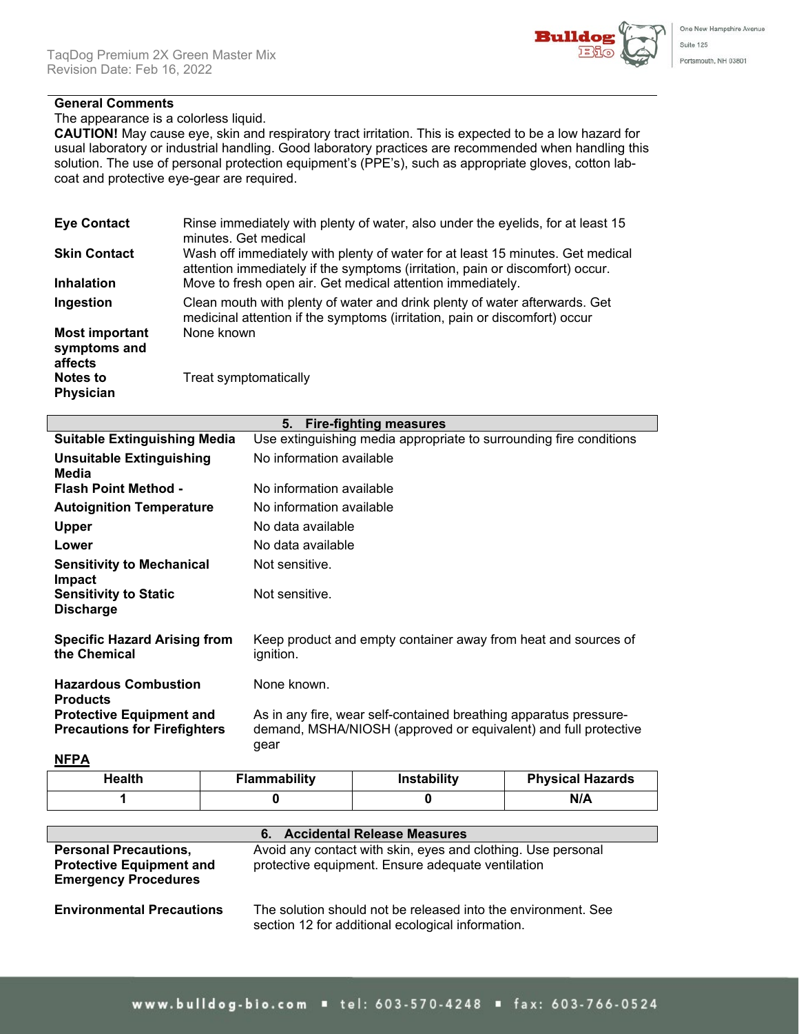**General Comments**

The appearance is a colorless liquid.

**CAUTION!** May cause eye, skin and respiratory tract irritation. This is expected to be a low hazard for usual laboratory or industrial handling. Good laboratory practices are recommended when handling this solution. The use of personal protection equipment's (PPE's), such as appropriate gloves, cotton lab-coat and protective eye-gear are required.

| | |
|---|---|
| **Eye Contact** | Rinse immediately with plenty of water, also under the eyelids, for at least 15 minutes. Get medical |
| **Skin Contact** | Wash off immediately with plenty of water for at least 15 minutes. Get medical attention immediately if the symptoms (irritation, pain or discomfort) occur. |
| **Inhalation** | Move to fresh open air. Get medical attention immediately. |
| **Ingestion** | Clean mouth with plenty of water and drink plenty of water afterwards. Get medicinal attention if the symptoms (irritation, pain or discomfort) occur |
| **Most important symptoms and affects** | None known |
| **Notes to Physician** | Treat symptomatically |

## 5. Fire-fighting measures

| | |
|---|---|
| **Suitable Extinguishing Media** | Use extinguishing media appropriate to surrounding fire conditions |
| **Unsuitable Extinguishing Media** | No information available |
| **Flash Point Method -** | No information available |
| **Autoignition Temperature** | No information available |
| **Upper** | No data available |
| **Lower** | No data available |
| **Sensitivity to Mechanical Impact** | Not sensitive. |
| **Sensitivity to Static Discharge** | Not sensitive. |
| **Specific Hazard Arising from the Chemical** | Keep product and empty container away from heat and sources of ignition. |
| **Hazardous Combustion Products** | None known. |
| **Protective Equipment and Precautions for Firefighters** | As in any fire, wear self-contained breathing apparatus pressure-demand, MSHA/NIOSH (approved or equivalent) and full protective gear |

**NFPA**

| Health | Flammability | Instability | Physical Hazards |
|---|---|---|---|
| 1 | 0 | 0 | N/A |

## 6. Accidental Release Measures

| | |
|---|---|
| **Personal Precautions, Protective Equipment and Emergency Procedures** | Avoid any contact with skin, eyes and clothing. Use personal protective equipment. Ensure adequate ventilation |
| **Environmental Precautions** | The solution should not be released into the environment. See section 12 for additional ecological information. |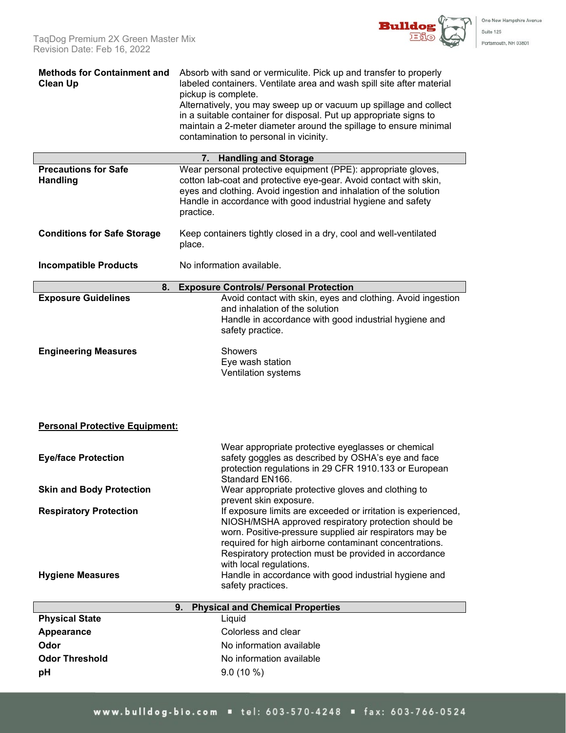| | |
|---|---|
| **Methods for Containment and Clean Up** | Absorb with sand or vermiculite. Pick up and transfer to properly labeled containers. Ventilate area and wash spill site after material pickup is complete.<br>Alternatively, you may sweep up or vacuum up spillage and collect in a suitable container for disposal. Put up appropriate signs to maintain a 2-meter diameter around the spillage to ensure minimal contamination to personal in vicinity. |

## 7. Handling and Storage

| | |
|---|---|
| **Precautions for Safe Handling** | Wear personal protective equipment (PPE): appropriate gloves, cotton lab-coat and protective eye-gear. Avoid contact with skin, eyes and clothing. Avoid ingestion and inhalation of the solution Handle in accordance with good industrial hygiene and safety practice. |
| **Conditions for Safe Storage** | Keep containers tightly closed in a dry, cool and well-ventilated place. |
| **Incompatible Products** | No information available. |

## 8. Exposure Controls/ Personal Protection

| | |
|---|---|
| **Exposure Guidelines** | Avoid contact with skin, eyes and clothing. Avoid ingestion and inhalation of the solution<br>Handle in accordance with good industrial hygiene and safety practice. |
| **Engineering Measures** | Showers<br>Eye wash station<br>Ventilation systems |

**<u>Personal Protective Equipment:</u>**

| | |
|---|---|
| **Eye/face Protection** | Wear appropriate protective eyeglasses or chemical safety goggles as described by OSHA's eye and face protection regulations in 29 CFR 1910.133 or European Standard EN166. |
| **Skin and Body Protection** | Wear appropriate protective gloves and clothing to prevent skin exposure. |
| **Respiratory Protection** | If exposure limits are exceeded or irritation is experienced, NIOSH/MSHA approved respiratory protection should be worn. Positive-pressure supplied air respirators may be required for high airborne contaminant concentrations. Respiratory protection must be provided in accordance with local regulations. |
| **Hygiene Measures** | Handle in accordance with good industrial hygiene and safety practices. |

## 9. Physical and Chemical Properties

| | |
|---|---|
| **Physical State** | Liquid |
| **Appearance** | Colorless and clear |
| **Odor** | No information available |
| **Odor Threshold** | No information available |
| **pH** | 9.0 (10 %) |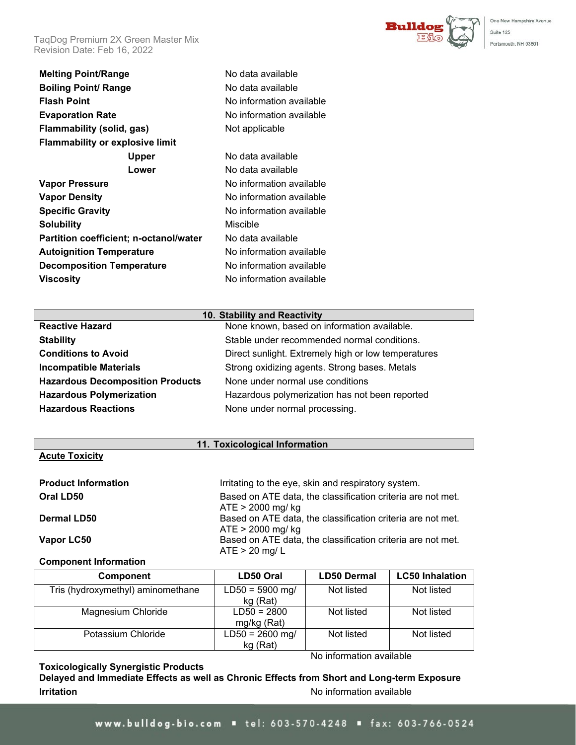| | |
|---|---|
| **Melting Point/Range** | No data available |
| **Boiling Point/ Range** | No data available |
| **Flash Point** | No information available |
| **Evaporation Rate** | No information available |
| **Flammability (solid, gas)** | Not applicable |
| **Flammability or explosive limit** | |
| **Upper** | No data available |
| **Lower** | No data available |
| **Vapor Pressure** | No information available |
| **Vapor Density** | No information available |
| **Specific Gravity** | No information available |
| **Solubility** | Miscible |
| **Partition coefficient; n-octanol/water** | No data available |
| **Autoignition Temperature** | No information available |
| **Decomposition Temperature** | No information available |
| **Viscosity** | No information available |

## 10. Stability and Reactivity

| | |
|---|---|
| **Reactive Hazard** | None known, based on information available. |
| **Stability** | Stable under recommended normal conditions. |
| **Conditions to Avoid** | Direct sunlight. Extremely high or low temperatures |
| **Incompatible Materials** | Strong oxidizing agents. Strong bases. Metals |
| **Hazardous Decomposition Products** | None under normal use conditions |
| **Hazardous Polymerization** | Hazardous polymerization has not been reported |
| **Hazardous Reactions** | None under normal processing. |

## 11. Toxicological Information

**Acute Toxicity**

| | |
|---|---|
| **Product Information** | Irritating to the eye, skin and respiratory system. |
| **Oral LD50** | Based on ATE data, the classification criteria are not met. ATE > 2000 mg/ kg |
| **Dermal LD50** | Based on ATE data, the classification criteria are not met. ATE > 2000 mg/ kg |
| **Vapor LC50** | Based on ATE data, the classification criteria are not met. ATE > 20 mg/ L |

**Component Information**

| Component | LD50 Oral | LD50 Dermal | LC50 Inhalation |
|---|---|---|---|
| Tris (hydroxymethyl) aminomethane | LD50 = 5900 mg/ kg (Rat) | Not listed | Not listed |
| Magnesium Chloride | LD50 = 2800 mg/kg (Rat) | Not listed | Not listed |
| Potassium Chloride | LD50 = 2600 mg/ kg (Rat) | Not listed | Not listed |

**Toxicologically Synergistic Products** No information available

**Delayed and Immediate Effects as well as Chronic Effects from Short and Long-term Exposure**

**Irritation** No information available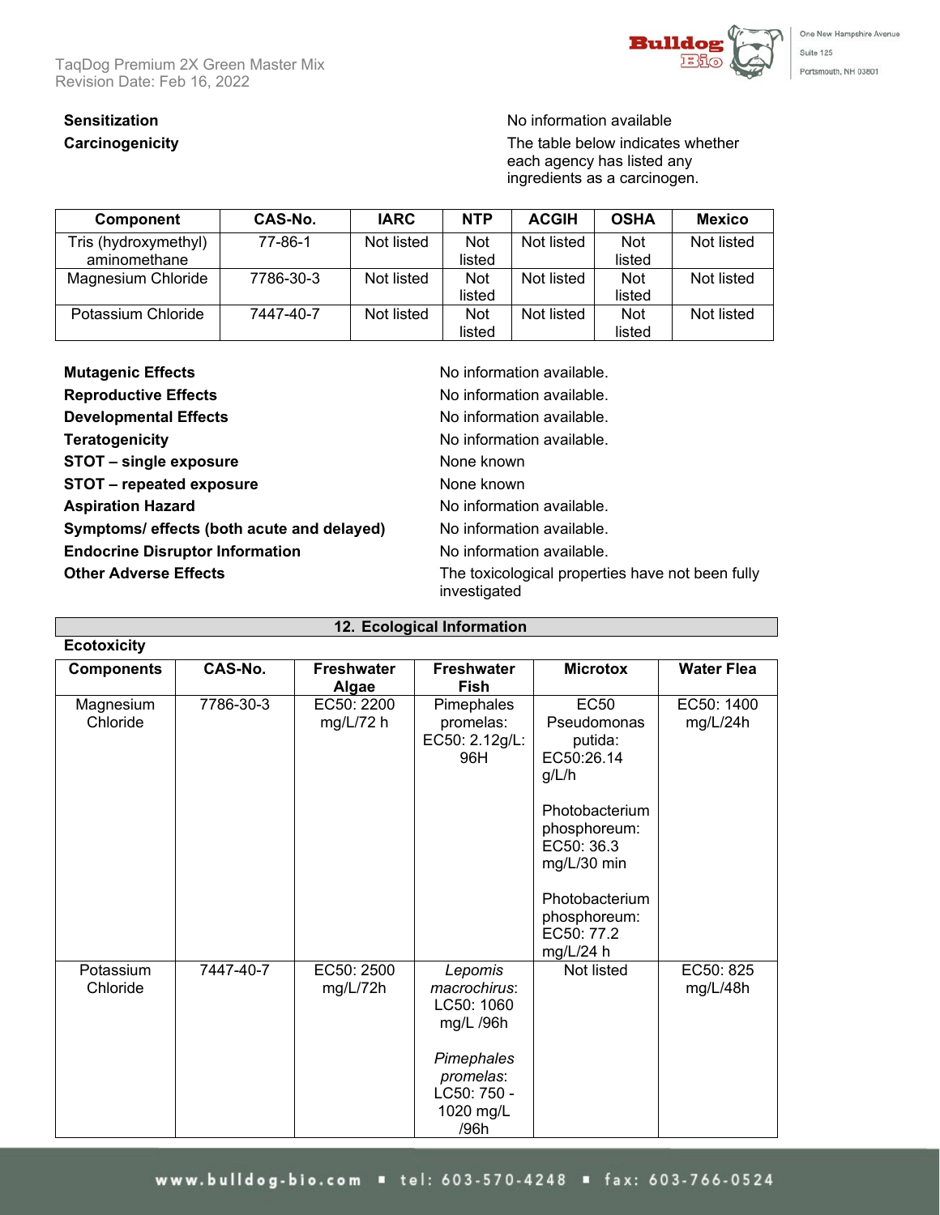**Sensitization** No information available

**Carcinogenicity** The table below indicates whether each agency has listed any ingredients as a carcinogen.

| Component | CAS-No. | IARC | NTP | ACGIH | OSHA | Mexico |
|---|---|---|---|---|---|---|
| Tris (hydroxymethyl) aminomethane | 77-86-1 | Not listed | Not listed | Not listed | Not listed | Not listed |
| Magnesium Chloride | 7786-30-3 | Not listed | Not listed | Not listed | Not listed | Not listed |
| Potassium Chloride | 7447-40-7 | Not listed | Not listed | Not listed | Not listed | Not listed |

**Mutagenic Effects** No information available.

**Reproductive Effects** No information available.

**Developmental Effects** No information available.

**Teratogenicity** No information available.

**STOT – single exposure** None known

**STOT – repeated exposure** None known

**Aspiration Hazard** No information available.

**Symptoms/ effects (both acute and delayed)** No information available.

**Endocrine Disruptor Information** No information available.

**Other Adverse Effects** The toxicological properties have not been fully investigated

## 12. Ecological Information

**Ecotoxicity**

| Components | CAS-No. | Freshwater Algae | Freshwater Fish | Microtox | Water Flea |
|---|---|---|---|---|---|
| Magnesium Chloride | 7786-30-3 | EC50: 2200 mg/L/72 h | Pimephales promelas: EC50: 2.12g/L: 96H | EC50 Pseudomonas putida: EC50:26.14 g/L/h<br><br>Photobacterium phosphoreum: EC50: 36.3 mg/L/30 min<br><br>Photobacterium phosphoreum: EC50: 77.2 mg/L/24 h | EC50: 1400 mg/L/24h |
| Potassium Chloride | 7447-40-7 | EC50: 2500 mg/L/72h | *Lepomis macrochirus*: LC50: 1060 mg/L /96h<br><br>*Pimephales promelas*: LC50: 750 - 1020 mg/L /96h | Not listed | EC50: 825 mg/L/48h |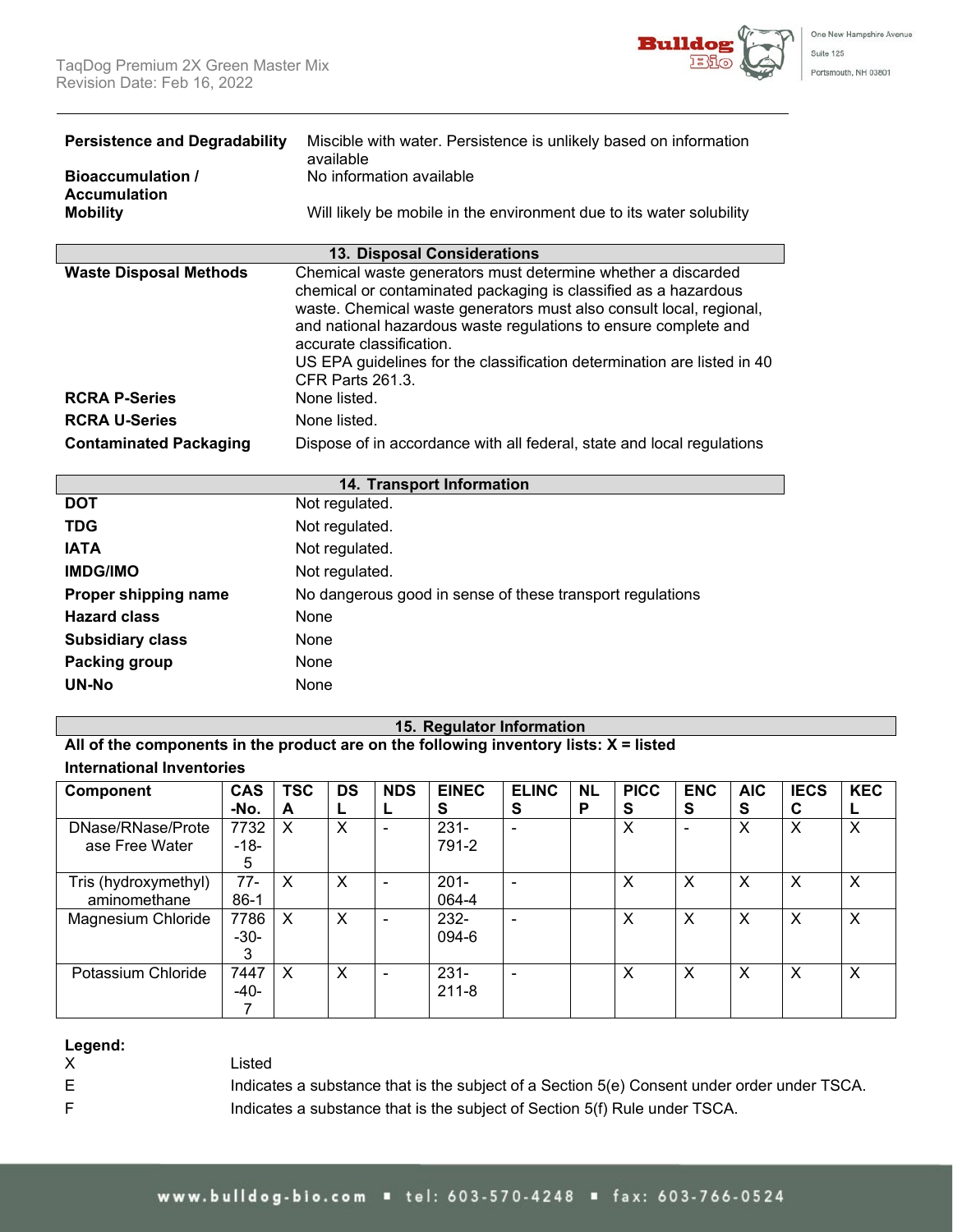| | |
|---|---|
| **Persistence and Degradability** | Miscible with water. Persistence is unlikely based on information available |
| **Bioaccumulation / Accumulation** | No information available |
| **Mobility** | Will likely be mobile in the environment due to its water solubility |

## 13. Disposal Considerations

| | |
|---|---|
| **Waste Disposal Methods** | Chemical waste generators must determine whether a discarded chemical or contaminated packaging is classified as a hazardous waste. Chemical waste generators must also consult local, regional, and national hazardous waste regulations to ensure complete and accurate classification. US EPA guidelines for the classification determination are listed in 40 CFR Parts 261.3. |
| **RCRA P-Series** | None listed. |
| **RCRA U-Series** | None listed. |
| **Contaminated Packaging** | Dispose of in accordance with all federal, state and local regulations |

## 14. Transport Information

| | |
|---|---|
| **DOT** | Not regulated. |
| **TDG** | Not regulated. |
| **IATA** | Not regulated. |
| **IMDG/IMO** | Not regulated. |
| **Proper shipping name** | No dangerous good in sense of these transport regulations |
| **Hazard class** | None |
| **Subsidiary class** | None |
| **Packing group** | None |
| **UN-No** | None |

## 15. Regulator Information

**All of the components in the product are on the following inventory lists: X = listed**

**International Inventories**

| Component | CAS -No. | TSCA | DSL | NDSL | EINECS | ELINCS | NLP | PICCS | ENCS | AICS | IECSC | KECL |
|---|---|---|---|---|---|---|---|---|---|---|---|---|
| DNase/RNase/Protease Free Water | 7732-18-5 | X | X | - | 231-791-2 | - | | X | - | X | X | X |
| Tris (hydroxymethyl) aminomethane | 77-86-1 | X | X | - | 201-064-4 | - | | X | X | X | X | X |
| Magnesium Chloride | 7786-30-3 | X | X | - | 232-094-6 | - | | X | X | X | X | X |
| Potassium Chloride | 7447-40-7 | X | X | - | 231-211-8 | - | | X | X | X | X | X |

**Legend:**

| | |
|---|---|
| X | Listed |
| E | Indicates a substance that is the subject of a Section 5(e) Consent under order under TSCA. |
| F | Indicates a substance that is the subject of Section 5(f) Rule under TSCA. |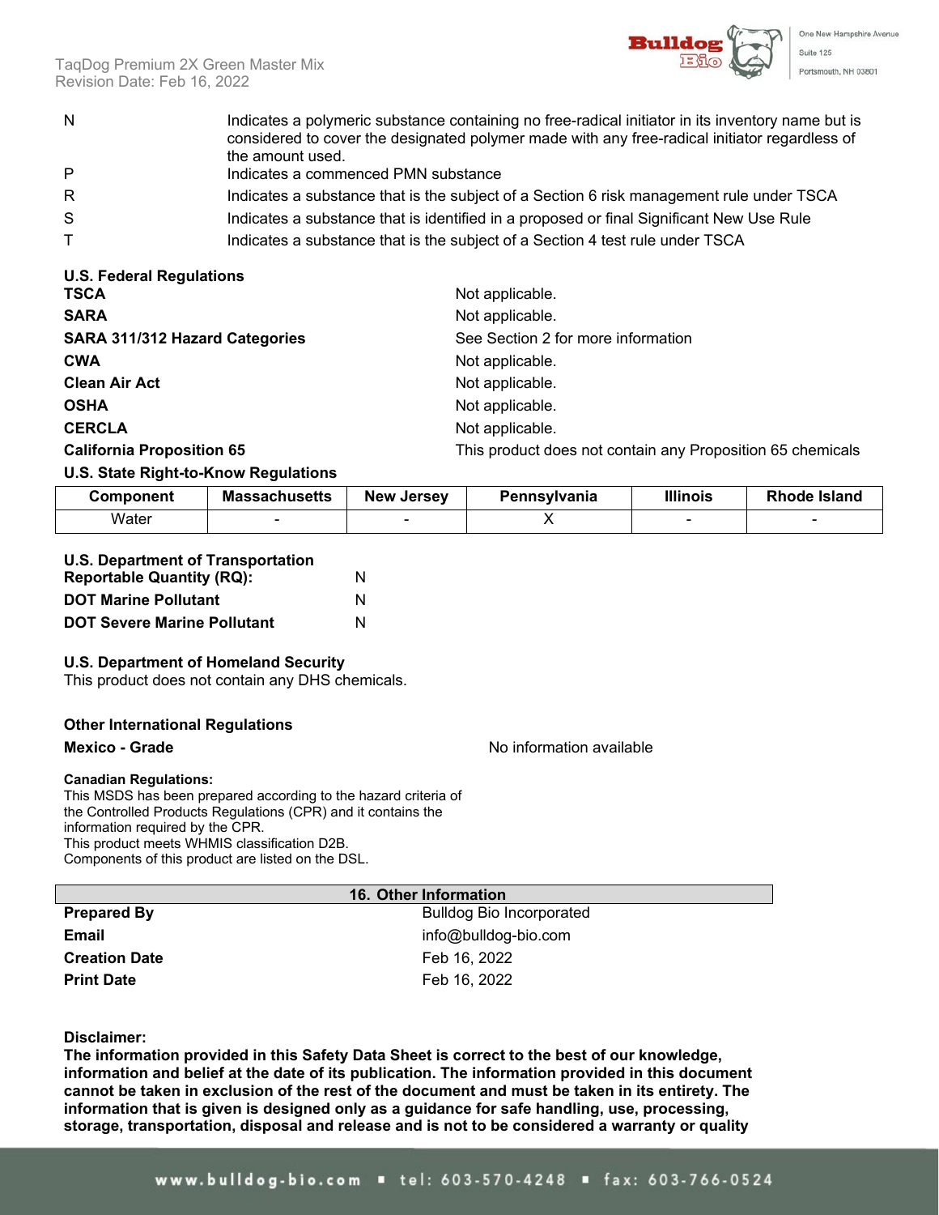| | |
|---|---|
| N | Indicates a polymeric substance containing no free-radical initiator in its inventory name but is considered to cover the designated polymer made with any free-radical initiator regardless of the amount used. |
| P | Indicates a commenced PMN substance |
| R | Indicates a substance that is the subject of a Section 6 risk management rule under TSCA |
| S | Indicates a substance that is identified in a proposed or final Significant New Use Rule |
| T | Indicates a substance that is the subject of a Section 4 test rule under TSCA |

**U.S. Federal Regulations**

| | |
|---|---|
| **TSCA** | Not applicable. |
| **SARA** | Not applicable. |
| **SARA 311/312 Hazard Categories** | See Section 2 for more information |
| **CWA** | Not applicable. |
| **Clean Air Act** | Not applicable. |
| **OSHA** | Not applicable. |
| **CERCLA** | Not applicable. |
| **California Proposition 65** | This product does not contain any Proposition 65 chemicals |

**U.S. State Right-to-Know Regulations**

| Component | Massachusetts | New Jersey | Pennsylvania | Illinois | Rhode Island |
|---|---|---|---|---|---|
| Water | - | - | X | - | - |

**U.S. Department of Transportation**

| | |
|---|---|
| **Reportable Quantity (RQ):** | N |
| **DOT Marine Pollutant** | N |
| **DOT Severe Marine Pollutant** | N |

**U.S. Department of Homeland Security**

This product does not contain any DHS chemicals.

**Other International Regulations**

**Mexico - Grade** No information available

**Canadian Regulations:**
This MSDS has been prepared according to the hazard criteria of the Controlled Products Regulations (CPR) and it contains the information required by the CPR.
This product meets WHMIS classification D2B.
Components of this product are listed on the DSL.

## 16. Other Information

| | |
|---|---|
| **Prepared By** | Bulldog Bio Incorporated |
| **Email** | info@bulldog-bio.com |
| **Creation Date** | Feb 16, 2022 |
| **Print Date** | Feb 16, 2022 |

**Disclaimer:**
**The information provided in this Safety Data Sheet is correct to the best of our knowledge, information and belief at the date of its publication. The information provided in this document cannot be taken in exclusion of the rest of the document and must be taken in its entirety. The information that is given is designed only as a guidance for safe handling, use, processing, storage, transportation, disposal and release and is not to be considered a warranty or quality**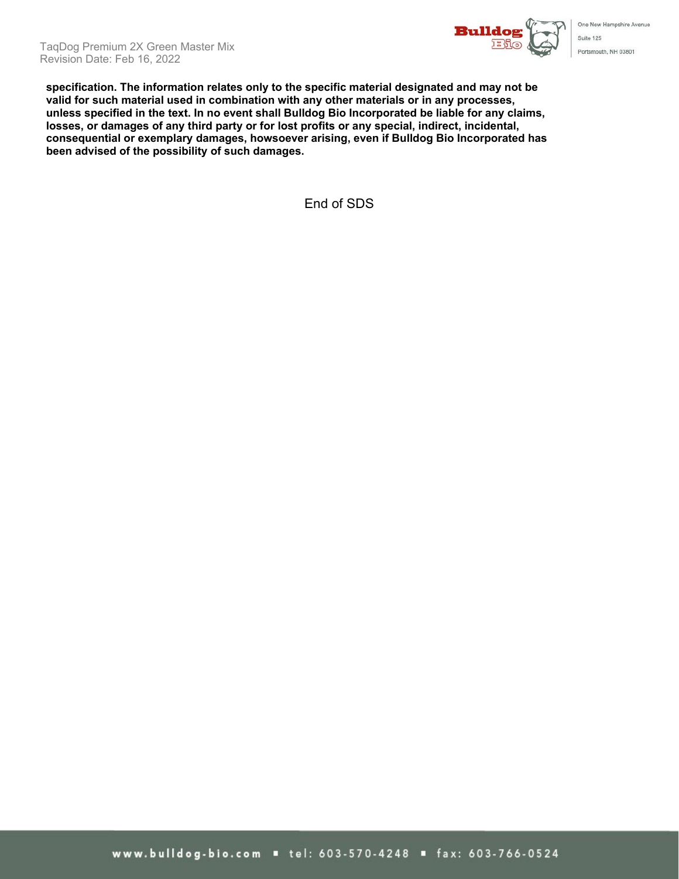**specification. The information relates only to the specific material designated and may not be valid for such material used in combination with any other materials or in any processes, unless specified in the text. In no event shall Bulldog Bio Incorporated be liable for any claims, losses, or damages of any third party or for lost profits or any special, indirect, incidental, consequential or exemplary damages, howsoever arising, even if Bulldog Bio Incorporated has been advised of the possibility of such damages.**

End of SDS